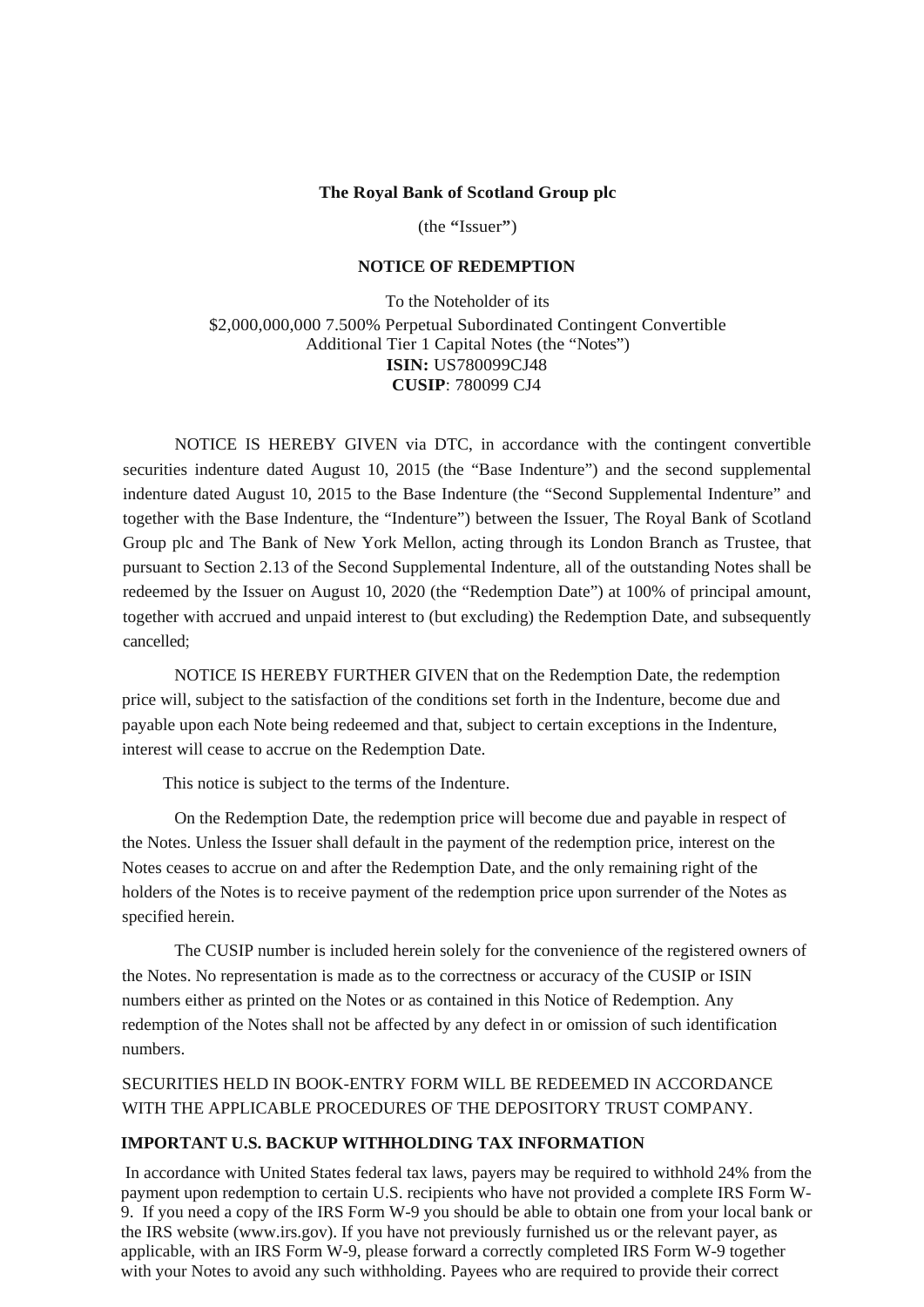**The Royal Bank of Scotland Group plc**

(the "Issuer")

**NOTICE OF REDEMPTION**

To the Noteholder of its
$2,000,000,000 7.500% Perpetual Subordinated Contingent Convertible
Additional Tier 1 Capital Notes (the "Notes")
**ISIN:** US780099CJ48
**CUSIP**: 780099 CJ4

NOTICE IS HEREBY GIVEN via DTC, in accordance with the contingent convertible securities indenture dated August 10, 2015 (the "Base Indenture") and the second supplemental indenture dated August 10, 2015 to the Base Indenture (the "Second Supplemental Indenture" and together with the Base Indenture, the "Indenture") between the Issuer, The Royal Bank of Scotland Group plc and The Bank of New York Mellon, acting through its London Branch as Trustee, that pursuant to Section 2.13 of the Second Supplemental Indenture, all of the outstanding Notes shall be redeemed by the Issuer on August 10, 2020 (the "Redemption Date") at 100% of principal amount, together with accrued and unpaid interest to (but excluding) the Redemption Date, and subsequently cancelled;

NOTICE IS HEREBY FURTHER GIVEN that on the Redemption Date, the redemption price will, subject to the satisfaction of the conditions set forth in the Indenture, become due and payable upon each Note being redeemed and that, subject to certain exceptions in the Indenture, interest will cease to accrue on the Redemption Date.

This notice is subject to the terms of the Indenture.

On the Redemption Date, the redemption price will become due and payable in respect of the Notes. Unless the Issuer shall default in the payment of the redemption price, interest on the Notes ceases to accrue on and after the Redemption Date, and the only remaining right of the holders of the Notes is to receive payment of the redemption price upon surrender of the Notes as specified herein.

The CUSIP number is included herein solely for the convenience of the registered owners of the Notes. No representation is made as to the correctness or accuracy of the CUSIP or ISIN numbers either as printed on the Notes or as contained in this Notice of Redemption. Any redemption of the Notes shall not be affected by any defect in or omission of such identification numbers.

SECURITIES HELD IN BOOK-ENTRY FORM WILL BE REDEEMED IN ACCORDANCE WITH THE APPLICABLE PROCEDURES OF THE DEPOSITORY TRUST COMPANY.

**IMPORTANT U.S. BACKUP WITHHOLDING TAX INFORMATION**

In accordance with United States federal tax laws, payers may be required to withhold 24% from the payment upon redemption to certain U.S. recipients who have not provided a complete IRS Form W-9. If you need a copy of the IRS Form W-9 you should be able to obtain one from your local bank or the IRS website (www.irs.gov). If you have not previously furnished us or the relevant payer, as applicable, with an IRS Form W-9, please forward a correctly completed IRS Form W-9 together with your Notes to avoid any such withholding. Payees who are required to provide their correct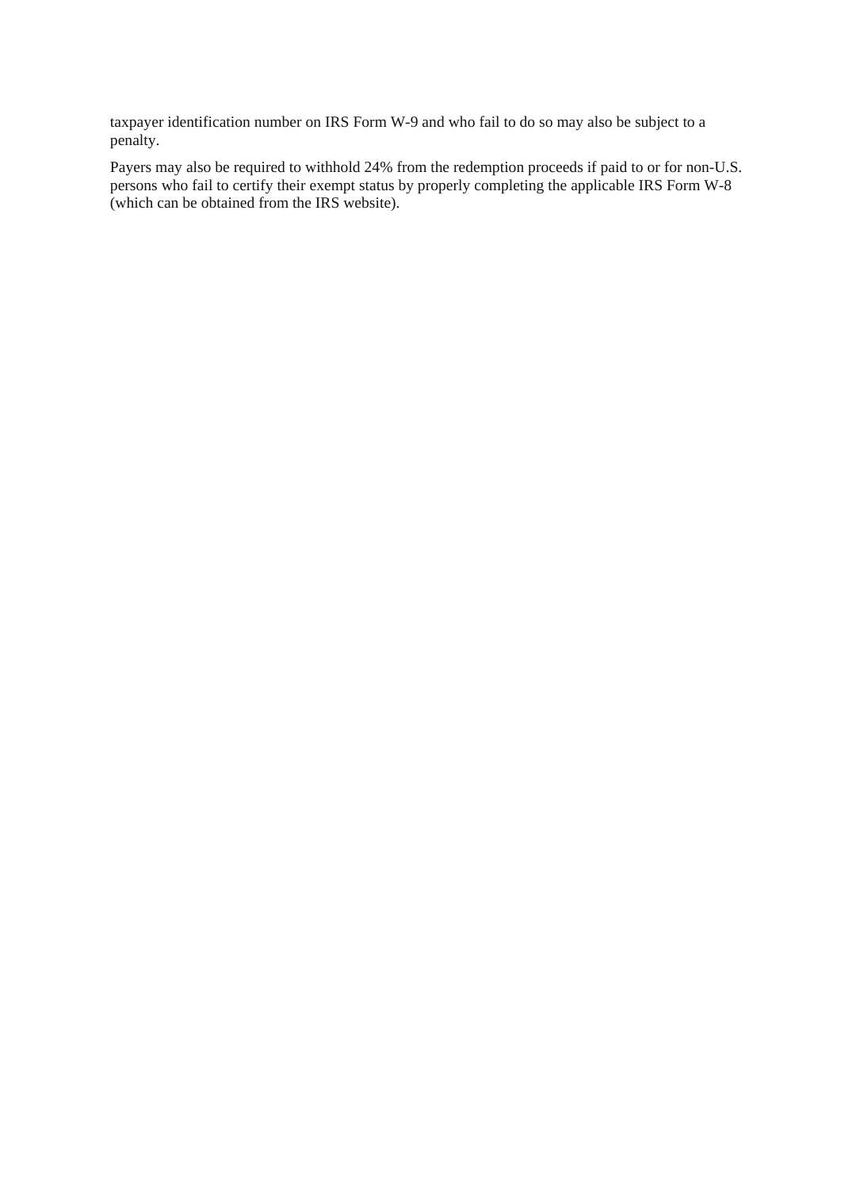taxpayer identification number on IRS Form W-9 and who fail to do so may also be subject to a penalty.

Payers may also be required to withhold 24% from the redemption proceeds if paid to or for non-U.S. persons who fail to certify their exempt status by properly completing the applicable IRS Form W-8 (which can be obtained from the IRS website).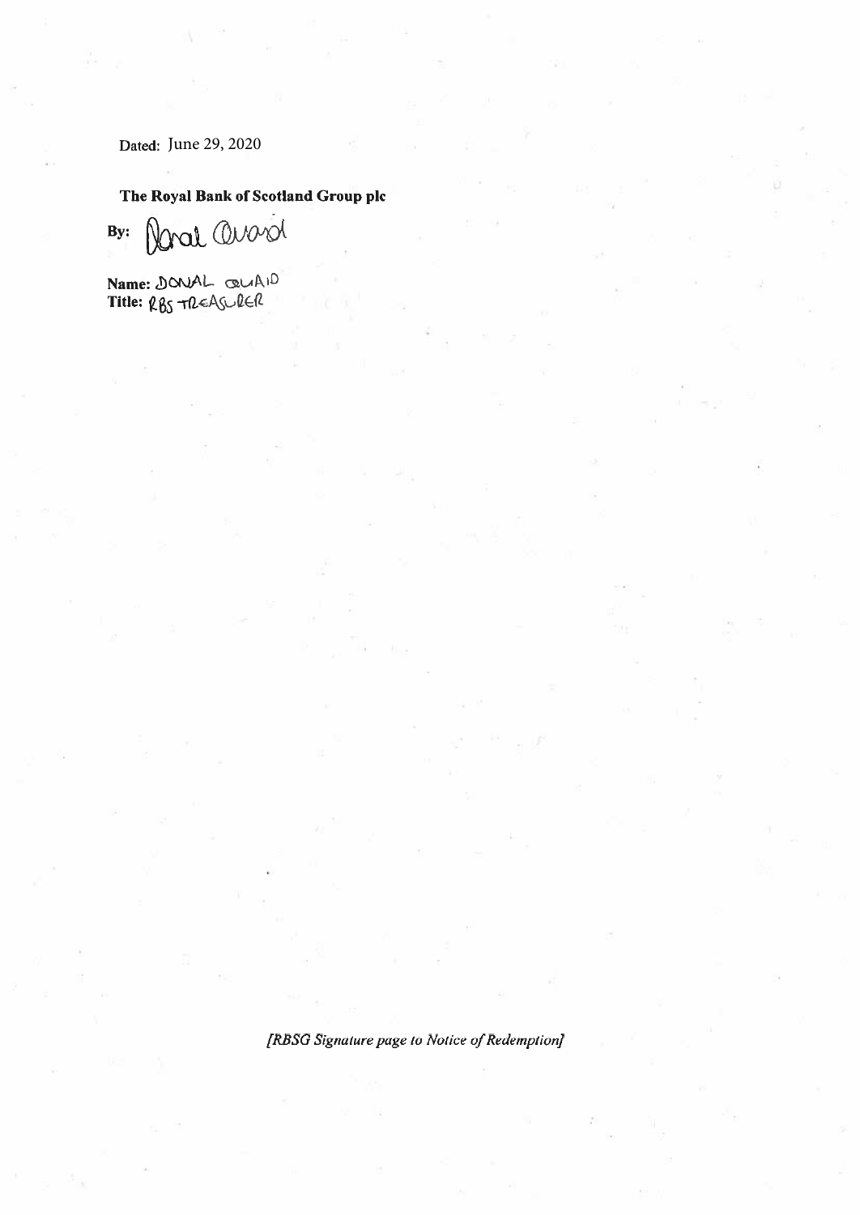Dated: June 29, 2020

**The Royal Bank of Scotland Group plc**

By: Donal Quaid

Name: DONAL QUAID
Title: RBS TREASURER

*[RBSG Signature page to Notice of Redemption]*